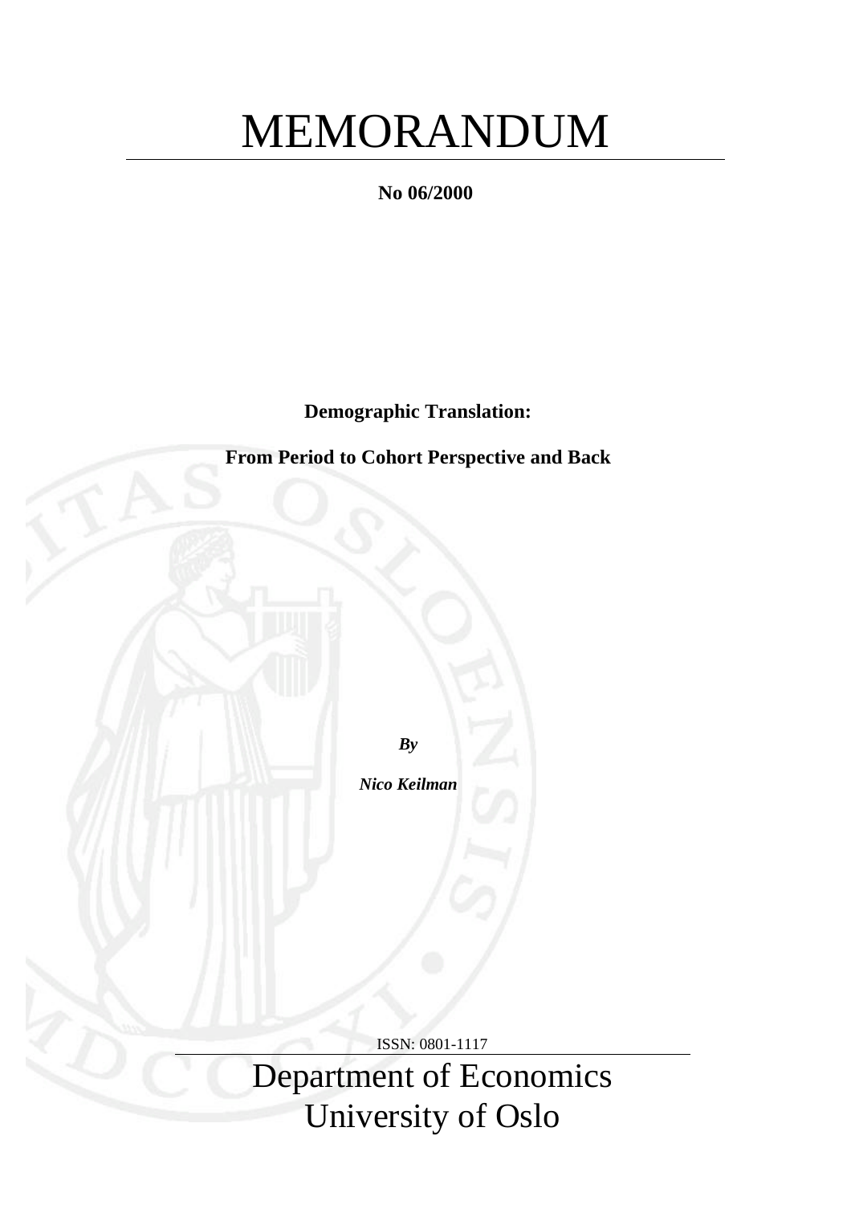# MEMORANDUM

**No 06/2000**

**Demographic Translation:**

**From Period to Cohort Perspective and Back**

***By***

***Nico Keilman***

ISSN: 0801-1117

Department of Economics
University of Oslo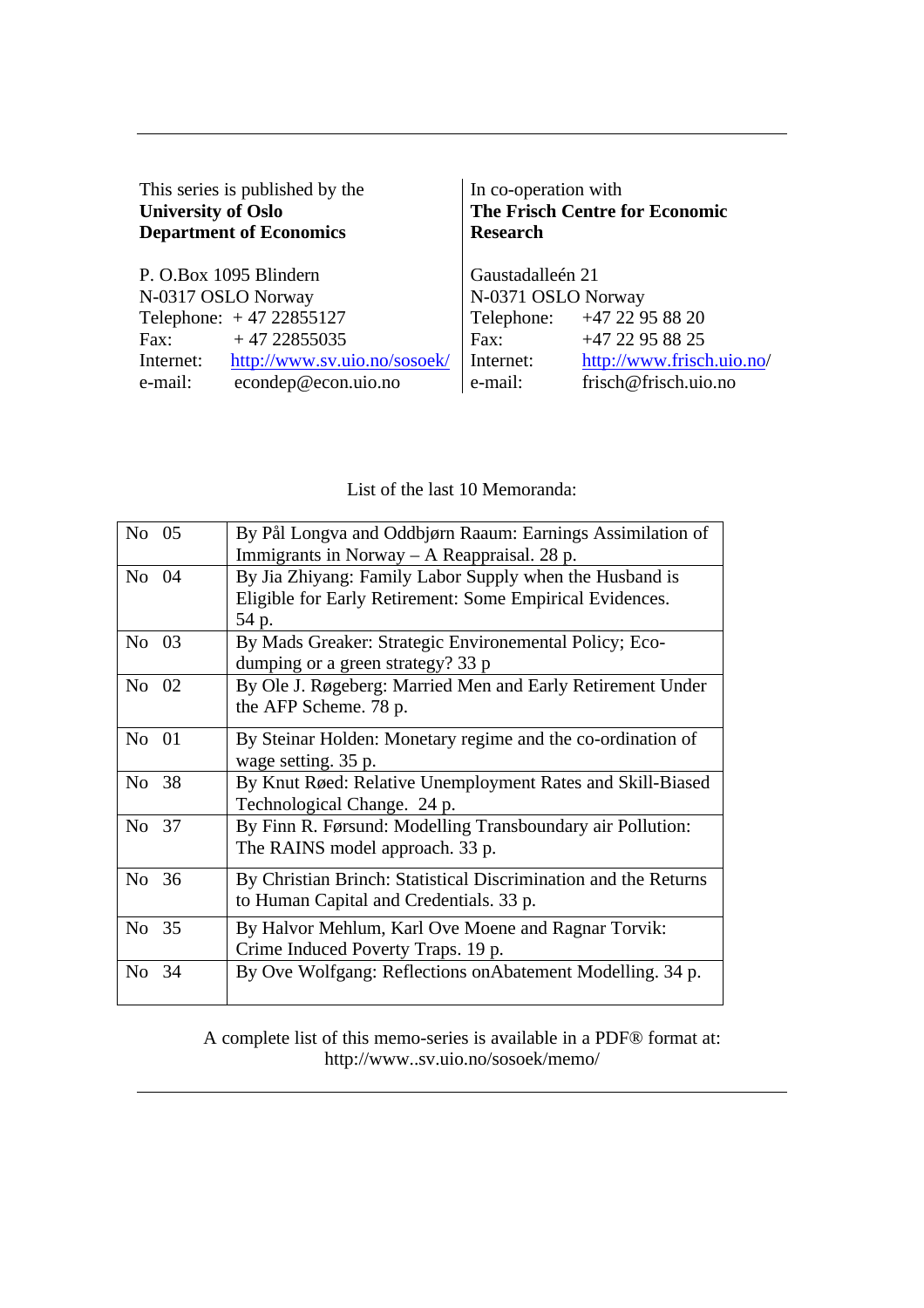This series is published by the
**University of Oslo**
**Department of Economics**

P. O.Box 1095 Blindern
N-0317 OSLO Norway
Telephone: + 47 22855127
Fax: + 47 22855035
Internet: http://www.sv.uio.no/sosoek/
e-mail: econdep@econ.uio.no

In co-operation with
**The Frisch Centre for Economic Research**

Gaustadalleén 21
N-0371 OSLO Norway
Telephone: +47 22 95 88 20
Fax: +47 22 95 88 25
Internet: http://www.frisch.uio.no/
e-mail: frisch@frisch.uio.no

List of the last 10 Memoranda:

| | |
|---|---|
| No 05 | By Pål Longva and Oddbjørn Raaum: Earnings Assimilation of Immigrants in Norway – A Reappraisal. 28 p. |
| No 04 | By Jia Zhiyang: Family Labor Supply when the Husband is Eligible for Early Retirement: Some Empirical Evidences. 54 p. |
| No 03 | By Mads Greaker: Strategic Environemental Policy; Eco-dumping or a green strategy? 33 p |
| No 02 | By Ole J. Røgeberg: Married Men and Early Retirement Under the AFP Scheme. 78 p. |
| No 01 | By Steinar Holden: Monetary regime and the co-ordination of wage setting. 35 p. |
| No 38 | By Knut Røed: Relative Unemployment Rates and Skill-Biased Technological Change. 24 p. |
| No 37 | By Finn R. Førsund: Modelling Transboundary air Pollution: The RAINS model approach. 33 p. |
| No 36 | By Christian Brinch: Statistical Discrimination and the Returns to Human Capital and Credentials. 33 p. |
| No 35 | By Halvor Mehlum, Karl Ove Moene and Ragnar Torvik: Crime Induced Poverty Traps. 19 p. |
| No 34 | By Ove Wolfgang: Reflections onAbatement Modelling. 34 p. |

A complete list of this memo-series is available in a PDF® format at:
http://www..sv.uio.no/sosoek/memo/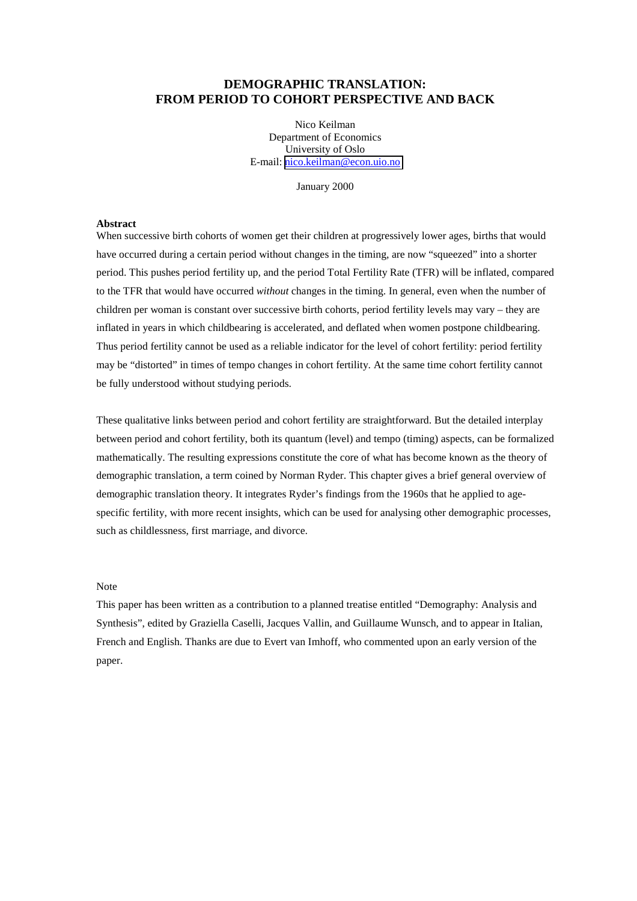# DEMOGRAPHIC TRANSLATION: FROM PERIOD TO COHORT PERSPECTIVE AND BACK

Nico Keilman
Department of Economics
University of Oslo
E-mail: nico.keilman@econ.uio.no

January 2000

**Abstract**

When successive birth cohorts of women get their children at progressively lower ages, births that would have occurred during a certain period without changes in the timing, are now "squeezed" into a shorter period. This pushes period fertility up, and the period Total Fertility Rate (TFR) will be inflated, compared to the TFR that would have occurred *without* changes in the timing. In general, even when the number of children per woman is constant over successive birth cohorts, period fertility levels may vary – they are inflated in years in which childbearing is accelerated, and deflated when women postpone childbearing. Thus period fertility cannot be used as a reliable indicator for the level of cohort fertility: period fertility may be "distorted" in times of tempo changes in cohort fertility. At the same time cohort fertility cannot be fully understood without studying periods.

These qualitative links between period and cohort fertility are straightforward. But the detailed interplay between period and cohort fertility, both its quantum (level) and tempo (timing) aspects, can be formalized mathematically. The resulting expressions constitute the core of what has become known as the theory of demographic translation, a term coined by Norman Ryder. This chapter gives a brief general overview of demographic translation theory. It integrates Ryder's findings from the 1960s that he applied to age-specific fertility, with more recent insights, which can be used for analysing other demographic processes, such as childlessness, first marriage, and divorce.

Note

This paper has been written as a contribution to a planned treatise entitled "Demography: Analysis and Synthesis", edited by Graziella Caselli, Jacques Vallin, and Guillaume Wunsch, and to appear in Italian, French and English. Thanks are due to Evert van Imhoff, who commented upon an early version of the paper.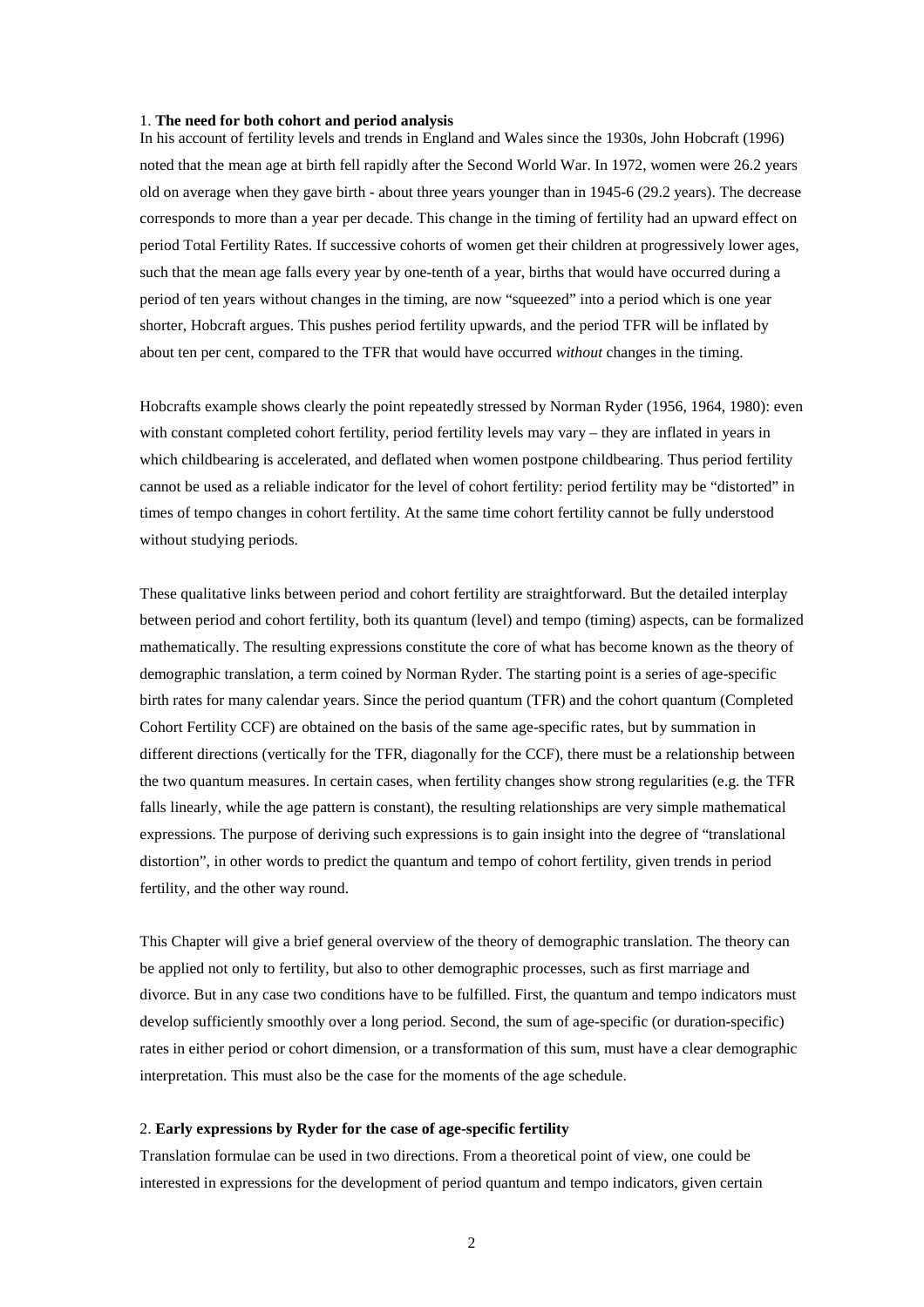## 1. **The need for both cohort and period analysis**

In his account of fertility levels and trends in England and Wales since the 1930s, John Hobcraft (1996) noted that the mean age at birth fell rapidly after the Second World War. In 1972, women were 26.2 years old on average when they gave birth - about three years younger than in 1945-6 (29.2 years). The decrease corresponds to more than a year per decade. This change in the timing of fertility had an upward effect on period Total Fertility Rates. If successive cohorts of women get their children at progressively lower ages, such that the mean age falls every year by one-tenth of a year, births that would have occurred during a period of ten years without changes in the timing, are now "squeezed" into a period which is one year shorter, Hobcraft argues. This pushes period fertility upwards, and the period TFR will be inflated by about ten per cent, compared to the TFR that would have occurred *without* changes in the timing.

Hobcrafts example shows clearly the point repeatedly stressed by Norman Ryder (1956, 1964, 1980): even with constant completed cohort fertility, period fertility levels may vary – they are inflated in years in which childbearing is accelerated, and deflated when women postpone childbearing. Thus period fertility cannot be used as a reliable indicator for the level of cohort fertility: period fertility may be "distorted" in times of tempo changes in cohort fertility. At the same time cohort fertility cannot be fully understood without studying periods.

These qualitative links between period and cohort fertility are straightforward. But the detailed interplay between period and cohort fertility, both its quantum (level) and tempo (timing) aspects, can be formalized mathematically. The resulting expressions constitute the core of what has become known as the theory of demographic translation, a term coined by Norman Ryder. The starting point is a series of age-specific birth rates for many calendar years. Since the period quantum (TFR) and the cohort quantum (Completed Cohort Fertility CCF) are obtained on the basis of the same age-specific rates, but by summation in different directions (vertically for the TFR, diagonally for the CCF), there must be a relationship between the two quantum measures. In certain cases, when fertility changes show strong regularities (e.g. the TFR falls linearly, while the age pattern is constant), the resulting relationships are very simple mathematical expressions. The purpose of deriving such expressions is to gain insight into the degree of "translational distortion", in other words to predict the quantum and tempo of cohort fertility, given trends in period fertility, and the other way round.

This Chapter will give a brief general overview of the theory of demographic translation. The theory can be applied not only to fertility, but also to other demographic processes, such as first marriage and divorce. But in any case two conditions have to be fulfilled. First, the quantum and tempo indicators must develop sufficiently smoothly over a long period. Second, the sum of age-specific (or duration-specific) rates in either period or cohort dimension, or a transformation of this sum, must have a clear demographic interpretation. This must also be the case for the moments of the age schedule.

## 2. **Early expressions by Ryder for the case of age-specific fertility**

Translation formulae can be used in two directions. From a theoretical point of view, one could be interested in expressions for the development of period quantum and tempo indicators, given certain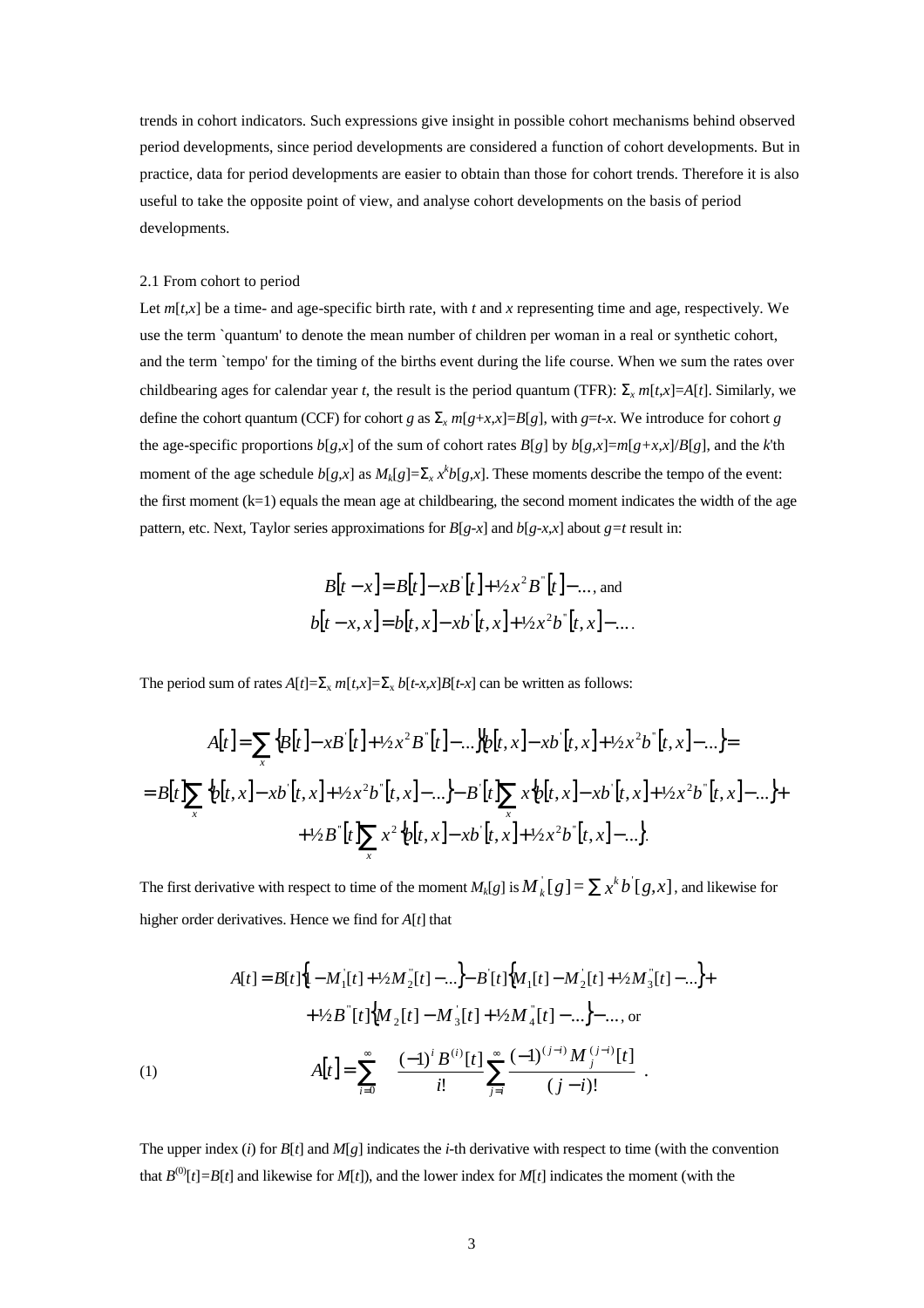trends in cohort indicators. Such expressions give insight in possible cohort mechanisms behind observed period developments, since period developments are considered a function of cohort developments. But in practice, data for period developments are easier to obtain than those for cohort trends. Therefore it is also useful to take the opposite point of view, and analyse cohort developments on the basis of period developments.

### 2.1 From cohort to period

Let $m[t,x]$ be a time- and age-specific birth rate, with $t$ and $x$ representing time and age, respectively. We use the term `quantum' to denote the mean number of children per woman in a real or synthetic cohort, and the term `tempo' for the timing of the births event during the life course. When we sum the rates over childbearing ages for calendar year $t$, the result is the period quantum (TFR): $\Sigma_x\, m[t,x]=A[t]$. Similarly, we define the cohort quantum (CCF) for cohort $g$ as $\Sigma_x\, m[g+x,x]=B[g]$, with $g=t-x$. We introduce for cohort $g$ the age-specific proportions $b[g,x]$ of the sum of cohort rates $B[g]$ by $b[g,x]=m[g+x,x]/B[g]$, and the $k$'th moment of the age schedule $b[g,x]$ as $M_k[g]=\Sigma_x\, x^k b[g,x]$. These moments describe the tempo of the event: the first moment (k=1) equals the mean age at childbearing, the second moment indicates the width of the age pattern, etc. Next, Taylor series approximations for $B[g-x]$ and $b[g-x,x]$ about $g=t$ result in:

$$B[t-x]=B[t]-xB'[t]+\tfrac{1}{2}x^2B''[t]-\ldots, \text{ and}$$
$$b[t-x,x]=b[t,x]-xb'[t,x]+\tfrac{1}{2}x^2b''[t,x]-\ldots.$$

The period sum of rates $A[t]=\Sigma_x\, m[t,x]=\Sigma_x\, b[t-x,x]B[t-x]$ can be written as follows:

$$\begin{aligned}
A[t]&=\sum_x \left\{B[t]-xB'[t]+\tfrac{1}{2}x^2B''[t]-\ldots\right\}\left\{b[t,x]-xb'[t,x]+\tfrac{1}{2}x^2b''[t,x]-\ldots\right\}=\\
&=B[t]\sum_x \left\{b[t,x]-xb'[t,x]+\tfrac{1}{2}x^2b''[t,x]-\ldots\right\}-B'[t]\sum_x x\left\{b[t,x]-xb'[t,x]+\tfrac{1}{2}x^2b''[t,x]-\ldots\right\}+\\
&\quad+\tfrac{1}{2}B''[t]\sum_x x^2\left\{b[t,x]-xb'[t,x]+\tfrac{1}{2}x^2b''[t,x]-\ldots\right\}.
\end{aligned}$$

The first derivative with respect to time of the moment $M_k[g]$ is $M_k'[g]=\sum x^k b'[g,x]$, and likewise for higher order derivatives. Hence we find for $A[t]$ that

$$\begin{aligned}
A[t]&=B[t]\left\{1-M_1'[t]+\tfrac{1}{2}M_2''[t]-\ldots\right\}-B'[t]\left\{M_1[t]-M_2'[t]+\tfrac{1}{2}M_3''[t]-\ldots\right\}+\\
&\quad+\tfrac{1}{2}B''[t]\left\{M_2[t]-M_3'[t]+\tfrac{1}{2}M_4''[t]-\ldots\right\}-\ldots, \text{ or}
\end{aligned}$$

$$A[t]=\sum_{i=0}^{\infty}\frac{(-1)^i B^{(i)}[t]}{i!}\sum_{j=i}^{\infty}\frac{(-1)^{(j-i)}M_j^{(j-i)}[t]}{(j-i)!}\,. \qquad (1)$$

The upper index ($i$) for $B[t]$ and $M[g]$ indicates the $i$-th derivative with respect to time (with the convention that $B^{(0)}[t]=B[t]$ and likewise for $M[t]$), and the lower index for $M[t]$ indicates the moment (with the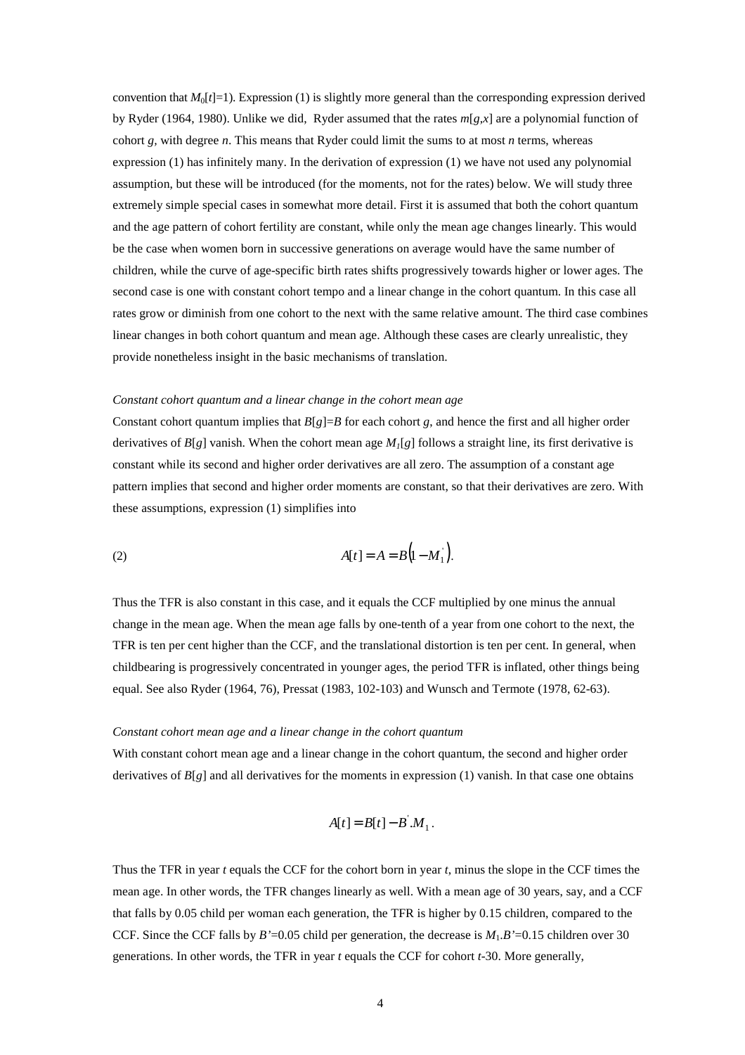convention that $M_0[t]$=1). Expression (1) is slightly more general than the corresponding expression derived by Ryder (1964, 1980). Unlike we did, Ryder assumed that the rates $m[g,x]$ are a polynomial function of cohort $g$, with degree $n$. This means that Ryder could limit the sums to at most $n$ terms, whereas expression (1) has infinitely many. In the derivation of expression (1) we have not used any polynomial assumption, but these will be introduced (for the moments, not for the rates) below. We will study three extremely simple special cases in somewhat more detail. First it is assumed that both the cohort quantum and the age pattern of cohort fertility are constant, while only the mean age changes linearly. This would be the case when women born in successive generations on average would have the same number of children, while the curve of age-specific birth rates shifts progressively towards higher or lower ages. The second case is one with constant cohort tempo and a linear change in the cohort quantum. In this case all rates grow or diminish from one cohort to the next with the same relative amount. The third case combines linear changes in both cohort quantum and mean age. Although these cases are clearly unrealistic, they provide nonetheless insight in the basic mechanisms of translation.

*Constant cohort quantum and a linear change in the cohort mean age*

Constant cohort quantum implies that $B[g]=B$ for each cohort $g$, and hence the first and all higher order derivatives of $B[g]$ vanish. When the cohort mean age $M_1[g]$ follows a straight line, its first derivative is constant while its second and higher order derivatives are all zero. The assumption of a constant age pattern implies that second and higher order moments are constant, so that their derivatives are zero. With these assumptions, expression (1) simplifies into

$$A[t] = A = B\left(1 - M_1^{'}\right). \tag{2}$$

Thus the TFR is also constant in this case, and it equals the CCF multiplied by one minus the annual change in the mean age. When the mean age falls by one-tenth of a year from one cohort to the next, the TFR is ten per cent higher than the CCF, and the translational distortion is ten per cent. In general, when childbearing is progressively concentrated in younger ages, the period TFR is inflated, other things being equal. See also Ryder (1964, 76), Pressat (1983, 102-103) and Wunsch and Termote (1978, 62-63).

*Constant cohort mean age and a linear change in the cohort quantum*

With constant cohort mean age and a linear change in the cohort quantum, the second and higher order derivatives of $B[g]$ and all derivatives for the moments in expression (1) vanish. In that case one obtains

$$A[t] = B[t] - B^{'}.M_1 .$$

Thus the TFR in year $t$ equals the CCF for the cohort born in year $t$, minus the slope in the CCF times the mean age. In other words, the TFR changes linearly as well. With a mean age of 30 years, say, and a CCF that falls by 0.05 child per woman each generation, the TFR is higher by 0.15 children, compared to the CCF. Since the CCF falls by $B'$=0.05 child per generation, the decrease is $M_1.B'$=0.15 children over 30 generations. In other words, the TFR in year $t$ equals the CCF for cohort $t$-30. More generally,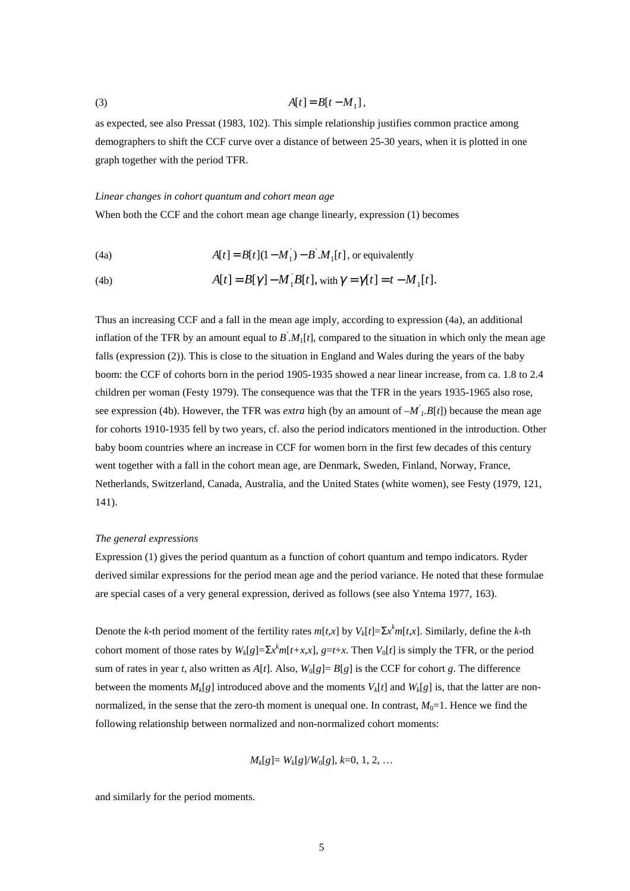$$(3) \qquad A[t] = B[t - M_1],$$

as expected, see also Pressat (1983, 102). This simple relationship justifies common practice among demographers to shift the CCF curve over a distance of between 25-30 years, when it is plotted in one graph together with the period TFR.

*Linear changes in cohort quantum and cohort mean age*

When both the CCF and the cohort mean age change linearly, expression (1) becomes

$$(4a) \qquad A[t] = B[t](1 - M_1^{'}) - B^{'}.M_1[t], \text{ or equivalently}$$

$$(4b) \qquad A[t] = B[\gamma] - M_1^{'}B[t], \text{ with } \gamma = \gamma[t] = t - M_1[t].$$

Thus an increasing CCF and a fall in the mean age imply, according to expression (4a), an additional inflation of the TFR by an amount equal to $B^{'}.M_1[t]$, compared to the situation in which only the mean age falls (expression (2)). This is close to the situation in England and Wales during the years of the baby boom: the CCF of cohorts born in the period 1905-1935 showed a near linear increase, from ca. 1.8 to 2.4 children per woman (Festy 1979). The consequence was that the TFR in the years 1935-1965 also rose, see expression (4b). However, the TFR was *extra* high (by an amount of $-M_1^{'}.B[t]$) because the mean age for cohorts 1910-1935 fell by two years, cf. also the period indicators mentioned in the introduction. Other baby boom countries where an increase in CCF for women born in the first few decades of this century went together with a fall in the cohort mean age, are Denmark, Sweden, Finland, Norway, France, Netherlands, Switzerland, Canada, Australia, and the United States (white women), see Festy (1979, 121, 141).

*The general expressions*

Expression (1) gives the period quantum as a function of cohort quantum and tempo indicators. Ryder derived similar expressions for the period mean age and the period variance. He noted that these formulae are special cases of a very general expression, derived as follows (see also Yntema 1977, 163).

Denote the *k*-th period moment of the fertility rates $m[t,x]$ by $V_k[t] = \Sigma x^k m[t,x]$. Similarly, define the *k*-th cohort moment of those rates by $W_k[g] = \Sigma x^k m[t+x,x]$, $g=t+x$. Then $V_0[t]$ is simply the TFR, or the period sum of rates in year *t*, also written as $A[t]$. Also, $W_0[g] = B[g]$ is the CCF for cohort *g*. The difference between the moments $M_k[g]$ introduced above and the moments $V_k[t]$ and $W_k[g]$ is, that the latter are non-normalized, in the sense that the zero-th moment is unequal one. In contrast, $M_0=1$. Hence we find the following relationship between normalized and non-normalized cohort moments:

$$M_k[g] = W_k[g]/W_0[g], \; k=0, 1, 2, \ldots$$

and similarly for the period moments.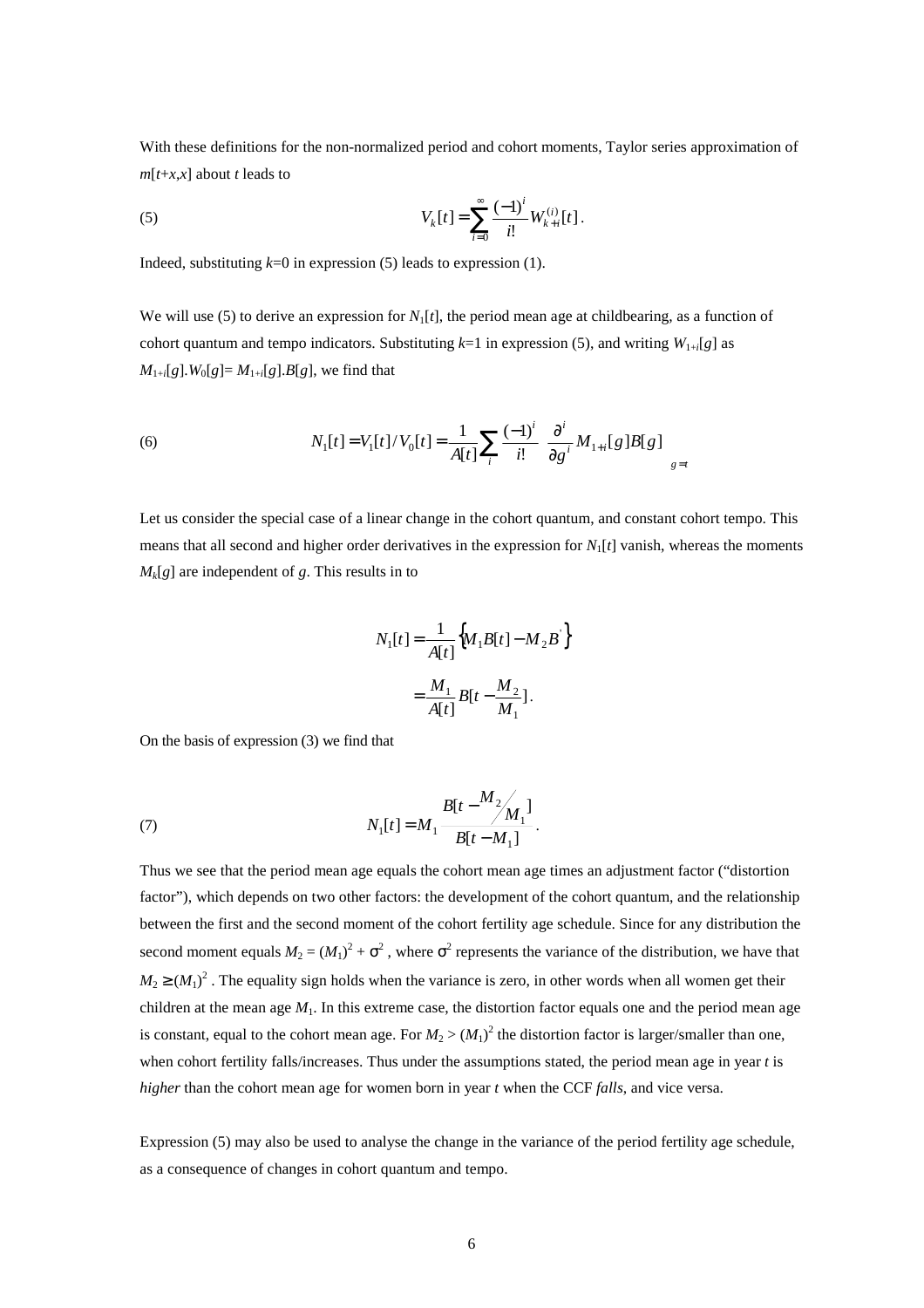With these definitions for the non-normalized period and cohort moments, Taylor series approximation of $m[t+x,x]$ about $t$ leads to

$$V_k[t] = \sum_{i=0}^{\infty} \frac{(-1)^i}{i!} W_{k+i}^{(i)}[t]. \tag{5}$$

Indeed, substituting $k$=0 in expression (5) leads to expression (1).

We will use (5) to derive an expression for $N_1[t]$, the period mean age at childbearing, as a function of cohort quantum and tempo indicators. Substituting $k$=1 in expression (5), and writing $W_{1+i}[g]$ as $M_{1+i}[g].W_0[g]= M_{1+i}[g].B[g]$, we find that

$$N_1[t] = V_1[t]/V_0[t] = \frac{1}{A[t]} \sum_i \frac{(-1)^i}{i!} \left. \frac{\partial^i}{\partial g^i} M_{1+i}[g]B[g] \right|_{g=t} \tag{6}$$

Let us consider the special case of a linear change in the cohort quantum, and constant cohort tempo. This means that all second and higher order derivatives in the expression for $N_1[t]$ vanish, whereas the moments $M_k[g]$ are independent of $g$. This results in to

$$N_1[t] = \frac{1}{A[t]} \left\{ M_1 B[t] - M_2 B^{'} \right\}$$

$$= \frac{M_1}{A[t]} B[t - \frac{M_2}{M_1}].$$

On the basis of expression (3) we find that

$$N_1[t] = M_1 \frac{B[t - M_2/M_1]}{B[t - M_1]}. \tag{7}$$

Thus we see that the period mean age equals the cohort mean age times an adjustment factor ("distortion factor"), which depends on two other factors: the development of the cohort quantum, and the relationship between the first and the second moment of the cohort fertility age schedule. Since for any distribution the second moment equals $M_2 = (M_1)^2 + \sigma^2$, where $\sigma^2$ represents the variance of the distribution, we have that $M_2 \geq (M_1)^2$. The equality sign holds when the variance is zero, in other words when all women get their children at the mean age $M_1$. In this extreme case, the distortion factor equals one and the period mean age is constant, equal to the cohort mean age. For $M_2 > (M_1)^2$ the distortion factor is larger/smaller than one, when cohort fertility falls/increases. Thus under the assumptions stated, the period mean age in year $t$ is *higher* than the cohort mean age for women born in year $t$ when the CCF *falls*, and vice versa.

Expression (5) may also be used to analyse the change in the variance of the period fertility age schedule, as a consequence of changes in cohort quantum and tempo.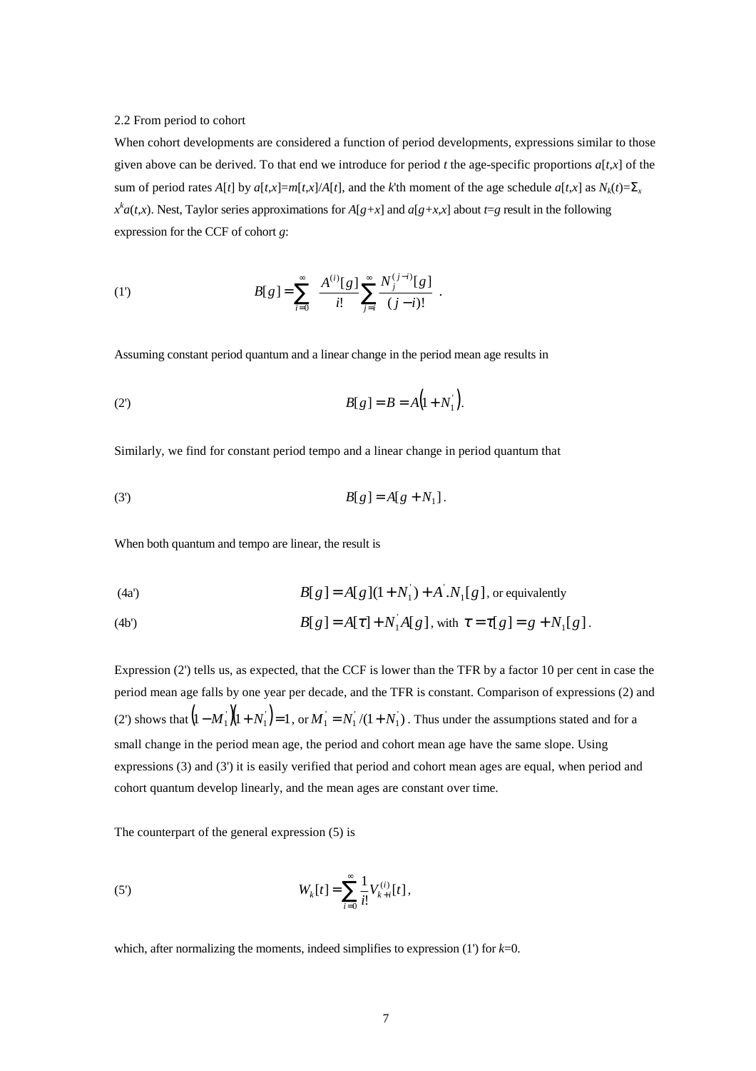2.2 From period to cohort

When cohort developments are considered a function of period developments, expressions similar to those given above can be derived. To that end we introduce for period $t$ the age-specific proportions $a[t,x]$ of the sum of period rates $A[t]$ by $a[t,x]=m[t,x]/A[t]$, and the $k$'th moment of the age schedule $a[t,x]$ as $N_k(t)=\Sigma_x x^k a(t,x)$. Nest, Taylor series approximations for $A[g+x]$ and $a[g+x,x]$ about $t=g$ result in the following expression for the CCF of cohort $g$:

$$B[g] = \sum_{i=0}^{\infty} \frac{A^{(i)}[g]}{i!} \sum_{j=i}^{\infty} \frac{N_j^{(j-i)}[g]}{(j-i)!} \quad . \tag{1'}$$

Assuming constant period quantum and a linear change in the period mean age results in

$$B[g] = B = A\left(1 + N_1^{'}\right). \tag{2'}$$

Similarly, we find for constant period tempo and a linear change in period quantum that

$$B[g] = A[g + N_1]. \tag{3'}$$

When both quantum and tempo are linear, the result is

$$B[g] = A[g](1 + N_1^{'}) + A^{'}.N_1[g], \text{ or equivalently} \tag{4a'}$$

$$B[g] = A[\tau] + N_1^{'} A[g], \text{ with } \tau = \tau[g] = g + N_1[g]. \tag{4b'}$$

Expression (2') tells us, as expected, that the CCF is lower than the TFR by a factor 10 per cent in case the period mean age falls by one year per decade, and the TFR is constant. Comparison of expressions (2) and (2') shows that $\left(1 - M_1^{'}\right)\left(1 + N_1^{'}\right) = 1$, or $M_1^{'} = N_1^{'}/(1 + N_1^{'})$. Thus under the assumptions stated and for a small change in the period mean age, the period and cohort mean age have the same slope. Using expressions (3) and (3') it is easily verified that period and cohort mean ages are equal, when period and cohort quantum develop linearly, and the mean ages are constant over time.

The counterpart of the general expression (5) is

$$W_k[t] = \sum_{i=0}^{\infty} \frac{1}{i!} V_{k+i}^{(i)}[t], \tag{5'}$$

which, after normalizing the moments, indeed simplifies to expression (1') for $k$=0.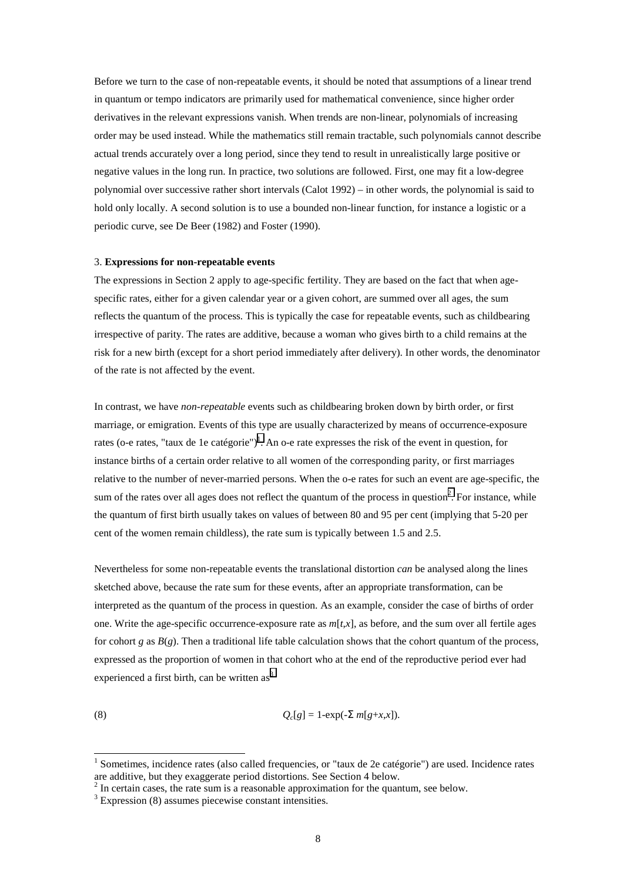Before we turn to the case of non-repeatable events, it should be noted that assumptions of a linear trend in quantum or tempo indicators are primarily used for mathematical convenience, since higher order derivatives in the relevant expressions vanish. When trends are non-linear, polynomials of increasing order may be used instead. While the mathematics still remain tractable, such polynomials cannot describe actual trends accurately over a long period, since they tend to result in unrealistically large positive or negative values in the long run. In practice, two solutions are followed. First, one may fit a low-degree polynomial over successive rather short intervals (Calot 1992) – in other words, the polynomial is said to hold only locally. A second solution is to use a bounded non-linear function, for instance a logistic or a periodic curve, see De Beer (1982) and Foster (1990).

### 3. **Expressions for non-repeatable events**

The expressions in Section 2 apply to age-specific fertility. They are based on the fact that when age-specific rates, either for a given calendar year or a given cohort, are summed over all ages, the sum reflects the quantum of the process. This is typically the case for repeatable events, such as childbearing irrespective of parity. The rates are additive, because a woman who gives birth to a child remains at the risk for a new birth (except for a short period immediately after delivery). In other words, the denominator of the rate is not affected by the event.

In contrast, we have *non-repeatable* events such as childbearing broken down by birth order, or first marriage, or emigration. Events of this type are usually characterized by means of occurrence-exposure rates (o-e rates, "taux de 1e catégorie")[1]. An o-e rate expresses the risk of the event in question, for instance births of a certain order relative to all women of the corresponding parity, or first marriages relative to the number of never-married persons. When the o-e rates for such an event are age-specific, the sum of the rates over all ages does not reflect the quantum of the process in question[2]. For instance, while the quantum of first birth usually takes on values of between 80 and 95 per cent (implying that 5-20 per cent of the women remain childless), the rate sum is typically between 1.5 and 2.5.

Nevertheless for some non-repeatable events the translational distortion *can* be analysed along the lines sketched above, because the rate sum for these events, after an appropriate transformation, can be interpreted as the quantum of the process in question. As an example, consider the case of births of order one. Write the age-specific occurrence-exposure rate as $m[t,x]$, as before, and the sum over all fertile ages for cohort $g$ as $B(g)$. Then a traditional life table calculation shows that the cohort quantum of the process, expressed as the proportion of women in that cohort who at the end of the reproductive period ever had experienced a first birth, can be written as[3]

$$(8) \qquad Q_c[g] = 1\text{-}\exp(-\Sigma\ m[g+x,x]).$$

[1] Sometimes, incidence rates (also called frequencies, or "taux de 2e catégorie") are used. Incidence rates are additive, but they exaggerate period distortions. See Section 4 below.

[2] In certain cases, the rate sum is a reasonable approximation for the quantum, see below.

[3] Expression (8) assumes piecewise constant intensities.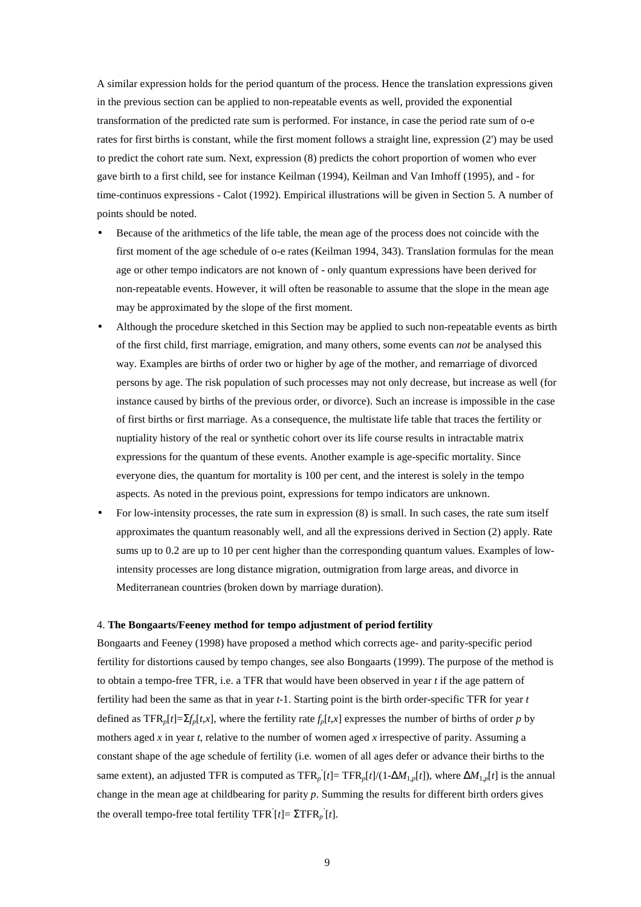A similar expression holds for the period quantum of the process. Hence the translation expressions given in the previous section can be applied to non-repeatable events as well, provided the exponential transformation of the predicted rate sum is performed. For instance, in case the period rate sum of o-e rates for first births is constant, while the first moment follows a straight line, expression (2') may be used to predict the cohort rate sum. Next, expression (8) predicts the cohort proportion of women who ever gave birth to a first child, see for instance Keilman (1994), Keilman and Van Imhoff (1995), and - for time-continuos expressions - Calot (1992). Empirical illustrations will be given in Section 5. A number of points should be noted.

- Because of the arithmetics of the life table, the mean age of the process does not coincide with the first moment of the age schedule of o-e rates (Keilman 1994, 343). Translation formulas for the mean age or other tempo indicators are not known of - only quantum expressions have been derived for non-repeatable events. However, it will often be reasonable to assume that the slope in the mean age may be approximated by the slope of the first moment.
- Although the procedure sketched in this Section may be applied to such non-repeatable events as birth of the first child, first marriage, emigration, and many others, some events can *not* be analysed this way. Examples are births of order two or higher by age of the mother, and remarriage of divorced persons by age. The risk population of such processes may not only decrease, but increase as well (for instance caused by births of the previous order, or divorce). Such an increase is impossible in the case of first births or first marriage. As a consequence, the multistate life table that traces the fertility or nuptiality history of the real or synthetic cohort over its life course results in intractable matrix expressions for the quantum of these events. Another example is age-specific mortality. Since everyone dies, the quantum for mortality is 100 per cent, and the interest is solely in the tempo aspects. As noted in the previous point, expressions for tempo indicators are unknown.
- For low-intensity processes, the rate sum in expression (8) is small. In such cases, the rate sum itself approximates the quantum reasonably well, and all the expressions derived in Section (2) apply. Rate sums up to 0.2 are up to 10 per cent higher than the corresponding quantum values. Examples of low-intensity processes are long distance migration, outmigration from large areas, and divorce in Mediterranean countries (broken down by marriage duration).

## 4. The Bongaarts/Feeney method for tempo adjustment of period fertility

Bongaarts and Feeney (1998) have proposed a method which corrects age- and parity-specific period fertility for distortions caused by tempo changes, see also Bongaarts (1999). The purpose of the method is to obtain a tempo-free TFR, i.e. a TFR that would have been observed in year $t$ if the age pattern of fertility had been the same as that in year $t$-1. Starting point is the birth order-specific TFR for year $t$ defined as $\mathrm{TFR}_p[t]=\Sigma f_p[t,x]$, where the fertility rate $f_p[t,x]$ expresses the number of births of order $p$ by mothers aged $x$ in year $t$, relative to the number of women aged $x$ irrespective of parity. Assuming a constant shape of the age schedule of fertility (i.e. women of all ages defer or advance their births to the same extent), an adjusted TFR is computed as $\mathrm{TFR}_p^{'}[t]= \mathrm{TFR}_p[t]/(1-\Delta M_{1,p}[t])$, where $\Delta M_{1,p}[t]$ is the annual change in the mean age at childbearing for parity $p$. Summing the results for different birth orders gives the overall tempo-free total fertility $\mathrm{TFR}^{'}[t]= \Sigma\mathrm{TFR}_p^{'}[t]$.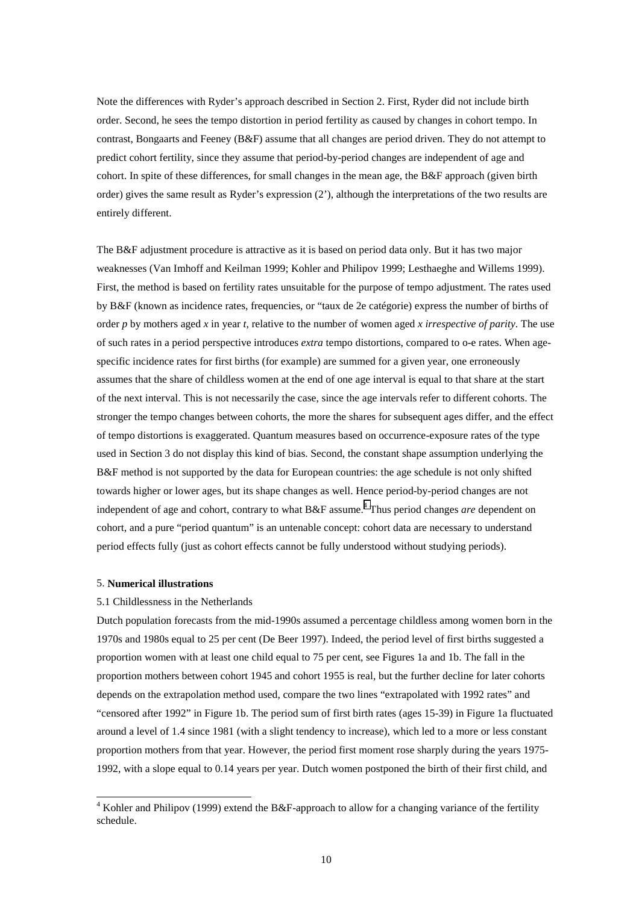Note the differences with Ryder's approach described in Section 2. First, Ryder did not include birth order. Second, he sees the tempo distortion in period fertility as caused by changes in cohort tempo. In contrast, Bongaarts and Feeney (B&F) assume that all changes are period driven. They do not attempt to predict cohort fertility, since they assume that period-by-period changes are independent of age and cohort. In spite of these differences, for small changes in the mean age, the B&F approach (given birth order) gives the same result as Ryder's expression (2'), although the interpretations of the two results are entirely different.

The B&F adjustment procedure is attractive as it is based on period data only. But it has two major weaknesses (Van Imhoff and Keilman 1999; Kohler and Philipov 1999; Lesthaeghe and Willems 1999). First, the method is based on fertility rates unsuitable for the purpose of tempo adjustment. The rates used by B&F (known as incidence rates, frequencies, or "taux de 2e catégorie) express the number of births of order $p$ by mothers aged $x$ in year $t$, relative to the number of women aged $x$ *irrespective of parity*. The use of such rates in a period perspective introduces *extra* tempo distortions, compared to o-e rates. When age-specific incidence rates for first births (for example) are summed for a given year, one erroneously assumes that the share of childless women at the end of one age interval is equal to that share at the start of the next interval. This is not necessarily the case, since the age intervals refer to different cohorts. The stronger the tempo changes between cohorts, the more the shares for subsequent ages differ, and the effect of tempo distortions is exaggerated. Quantum measures based on occurrence-exposure rates of the type used in Section 3 do not display this kind of bias. Second, the constant shape assumption underlying the B&F method is not supported by the data for European countries: the age schedule is not only shifted towards higher or lower ages, but its shape changes as well. Hence period-by-period changes are not independent of age and cohort, contrary to what B&F assume.[4] Thus period changes *are* dependent on cohort, and a pure "period quantum" is an untenable concept: cohort data are necessary to understand period effects fully (just as cohort effects cannot be fully understood without studying periods).

## 5. Numerical illustrations

### 5.1 Childlessness in the Netherlands

Dutch population forecasts from the mid-1990s assumed a percentage childless among women born in the 1970s and 1980s equal to 25 per cent (De Beer 1997). Indeed, the period level of first births suggested a proportion women with at least one child equal to 75 per cent, see Figures 1a and 1b. The fall in the proportion mothers between cohort 1945 and cohort 1955 is real, but the further decline for later cohorts depends on the extrapolation method used, compare the two lines "extrapolated with 1992 rates" and "censored after 1992" in Figure 1b. The period sum of first birth rates (ages 15-39) in Figure 1a fluctuated around a level of 1.4 since 1981 (with a slight tendency to increase), which led to a more or less constant proportion mothers from that year. However, the period first moment rose sharply during the years 1975-1992, with a slope equal to 0.14 years per year. Dutch women postponed the birth of their first child, and

[4] Kohler and Philipov (1999) extend the B&F-approach to allow for a changing variance of the fertility schedule.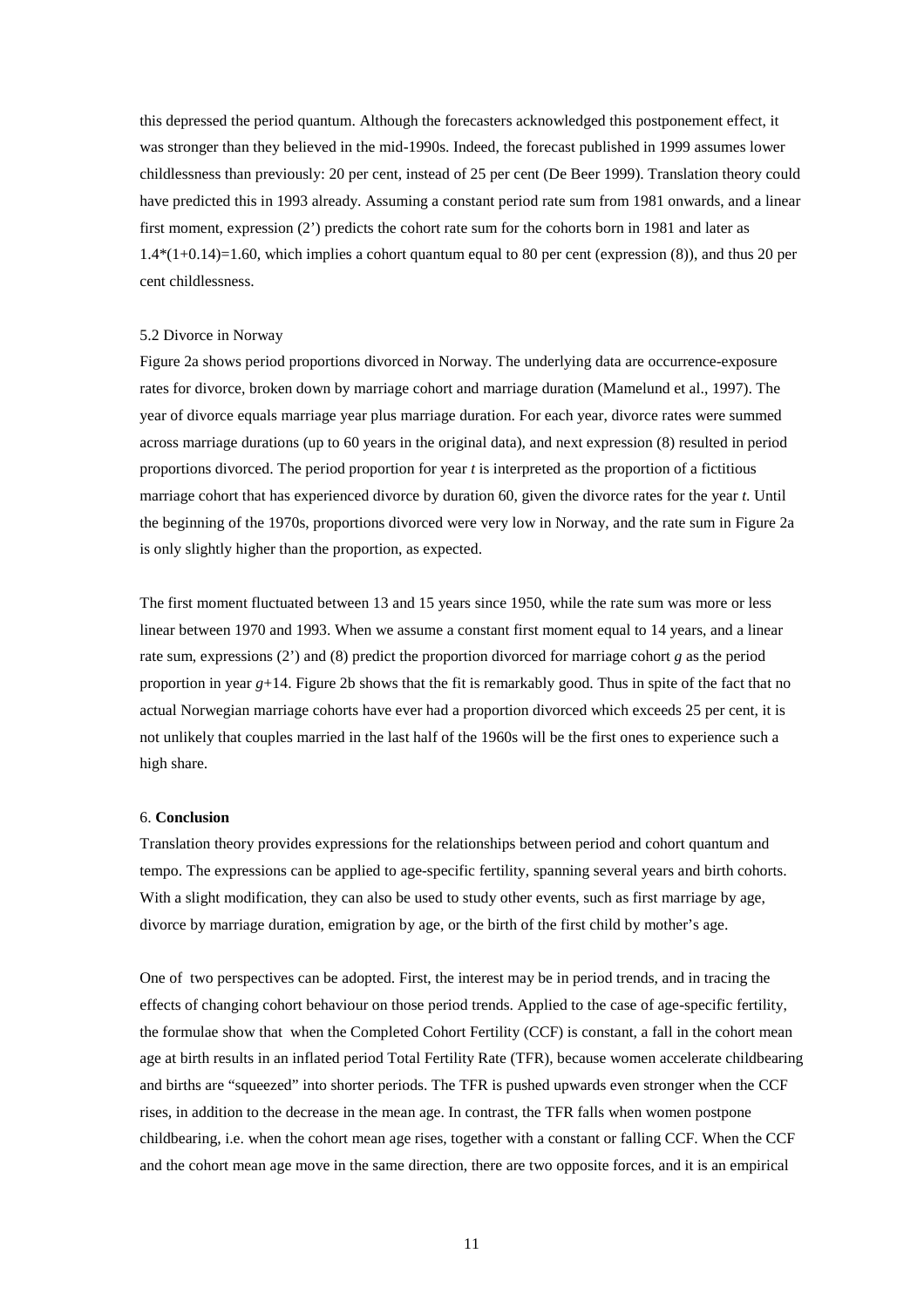this depressed the period quantum. Although the forecasters acknowledged this postponement effect, it was stronger than they believed in the mid-1990s. Indeed, the forecast published in 1999 assumes lower childlessness than previously: 20 per cent, instead of 25 per cent (De Beer 1999). Translation theory could have predicted this in 1993 already. Assuming a constant period rate sum from 1981 onwards, and a linear first moment, expression (2') predicts the cohort rate sum for the cohorts born in 1981 and later as $1.4*(1+0.14)=1.60$, which implies a cohort quantum equal to 80 per cent (expression (8)), and thus 20 per cent childlessness.

### 5.2 Divorce in Norway

Figure 2a shows period proportions divorced in Norway. The underlying data are occurrence-exposure rates for divorce, broken down by marriage cohort and marriage duration (Mamelund et al., 1997). The year of divorce equals marriage year plus marriage duration. For each year, divorce rates were summed across marriage durations (up to 60 years in the original data), and next expression (8) resulted in period proportions divorced. The period proportion for year $t$ is interpreted as the proportion of a fictitious marriage cohort that has experienced divorce by duration 60, given the divorce rates for the year $t$. Until the beginning of the 1970s, proportions divorced were very low in Norway, and the rate sum in Figure 2a is only slightly higher than the proportion, as expected.

The first moment fluctuated between 13 and 15 years since 1950, while the rate sum was more or less linear between 1970 and 1993. When we assume a constant first moment equal to 14 years, and a linear rate sum, expressions (2') and (8) predict the proportion divorced for marriage cohort $g$ as the period proportion in year $g+14$. Figure 2b shows that the fit is remarkably good. Thus in spite of the fact that no actual Norwegian marriage cohorts have ever had a proportion divorced which exceeds 25 per cent, it is not unlikely that couples married in the last half of the 1960s will be the first ones to experience such a high share.

## 6. **Conclusion**

Translation theory provides expressions for the relationships between period and cohort quantum and tempo. The expressions can be applied to age-specific fertility, spanning several years and birth cohorts. With a slight modification, they can also be used to study other events, such as first marriage by age, divorce by marriage duration, emigration by age, or the birth of the first child by mother's age.

One of two perspectives can be adopted. First, the interest may be in period trends, and in tracing the effects of changing cohort behaviour on those period trends. Applied to the case of age-specific fertility, the formulae show that when the Completed Cohort Fertility (CCF) is constant, a fall in the cohort mean age at birth results in an inflated period Total Fertility Rate (TFR), because women accelerate childbearing and births are "squeezed" into shorter periods. The TFR is pushed upwards even stronger when the CCF rises, in addition to the decrease in the mean age. In contrast, the TFR falls when women postpone childbearing, i.e. when the cohort mean age rises, together with a constant or falling CCF. When the CCF and the cohort mean age move in the same direction, there are two opposite forces, and it is an empirical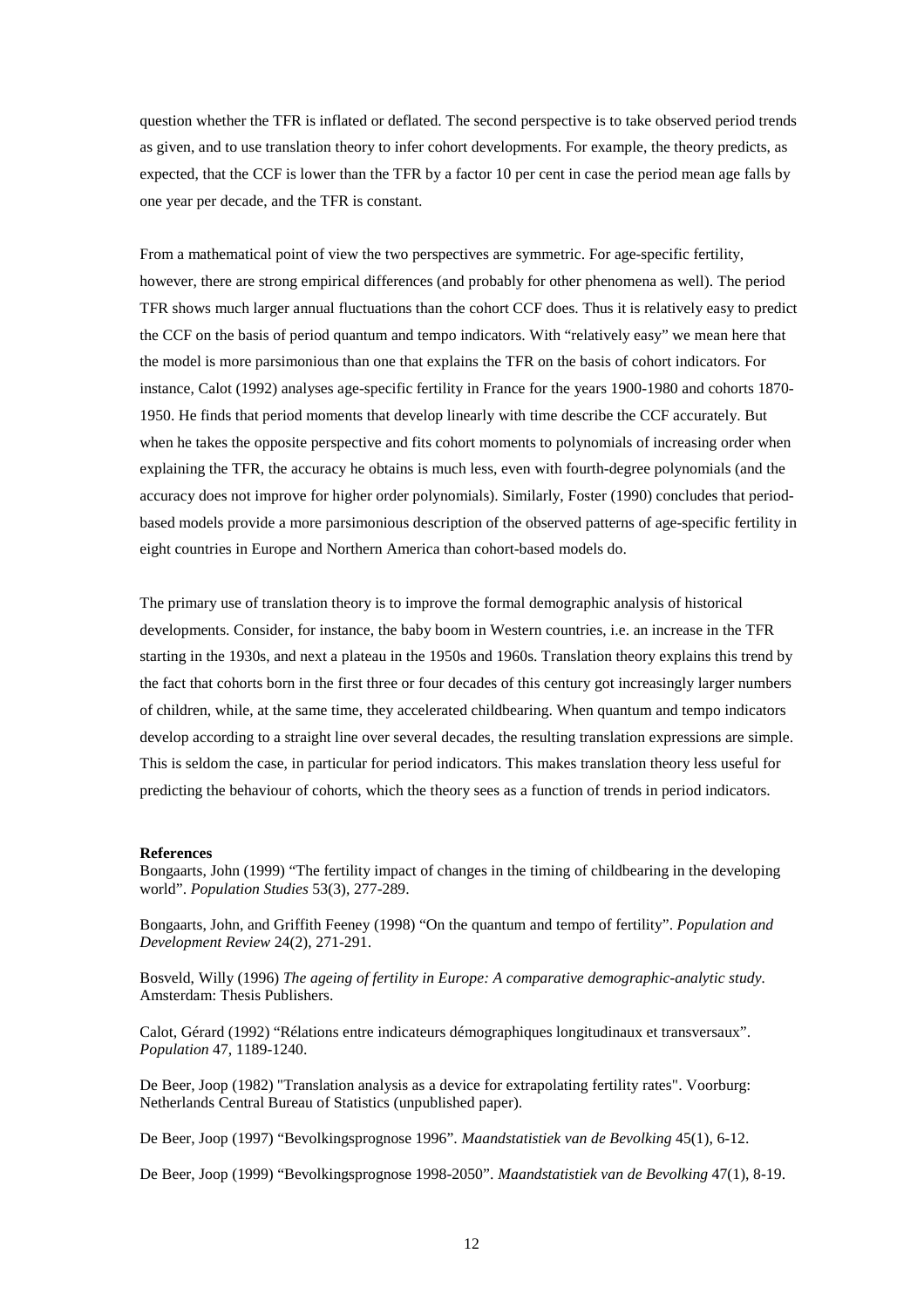question whether the TFR is inflated or deflated. The second perspective is to take observed period trends as given, and to use translation theory to infer cohort developments. For example, the theory predicts, as expected, that the CCF is lower than the TFR by a factor 10 per cent in case the period mean age falls by one year per decade, and the TFR is constant.

From a mathematical point of view the two perspectives are symmetric. For age-specific fertility, however, there are strong empirical differences (and probably for other phenomena as well). The period TFR shows much larger annual fluctuations than the cohort CCF does. Thus it is relatively easy to predict the CCF on the basis of period quantum and tempo indicators. With "relatively easy" we mean here that the model is more parsimonious than one that explains the TFR on the basis of cohort indicators. For instance, Calot (1992) analyses age-specific fertility in France for the years 1900-1980 and cohorts 1870-1950. He finds that period moments that develop linearly with time describe the CCF accurately. But when he takes the opposite perspective and fits cohort moments to polynomials of increasing order when explaining the TFR, the accuracy he obtains is much less, even with fourth-degree polynomials (and the accuracy does not improve for higher order polynomials). Similarly, Foster (1990) concludes that period-based models provide a more parsimonious description of the observed patterns of age-specific fertility in eight countries in Europe and Northern America than cohort-based models do.

The primary use of translation theory is to improve the formal demographic analysis of historical developments. Consider, for instance, the baby boom in Western countries, i.e. an increase in the TFR starting in the 1930s, and next a plateau in the 1950s and 1960s. Translation theory explains this trend by the fact that cohorts born in the first three or four decades of this century got increasingly larger numbers of children, while, at the same time, they accelerated childbearing. When quantum and tempo indicators develop according to a straight line over several decades, the resulting translation expressions are simple. This is seldom the case, in particular for period indicators. This makes translation theory less useful for predicting the behaviour of cohorts, which the theory sees as a function of trends in period indicators.

**References**

Bongaarts, John (1999) "The fertility impact of changes in the timing of childbearing in the developing world". *Population Studies* 53(3), 277-289.

Bongaarts, John, and Griffith Feeney (1998) "On the quantum and tempo of fertility". *Population and Development Review* 24(2), 271-291.

Bosveld, Willy (1996) *The ageing of fertility in Europe: A comparative demographic-analytic study*. Amsterdam: Thesis Publishers.

Calot, Gérard (1992) "Rélations entre indicateurs démographiques longitudinaux et transversaux". *Population* 47, 1189-1240.

De Beer, Joop (1982) "Translation analysis as a device for extrapolating fertility rates". Voorburg: Netherlands Central Bureau of Statistics (unpublished paper).

De Beer, Joop (1997) "Bevolkingsprognose 1996". *Maandstatistiek van de Bevolking* 45(1), 6-12.

De Beer, Joop (1999) "Bevolkingsprognose 1998-2050". *Maandstatistiek van de Bevolking* 47(1), 8-19.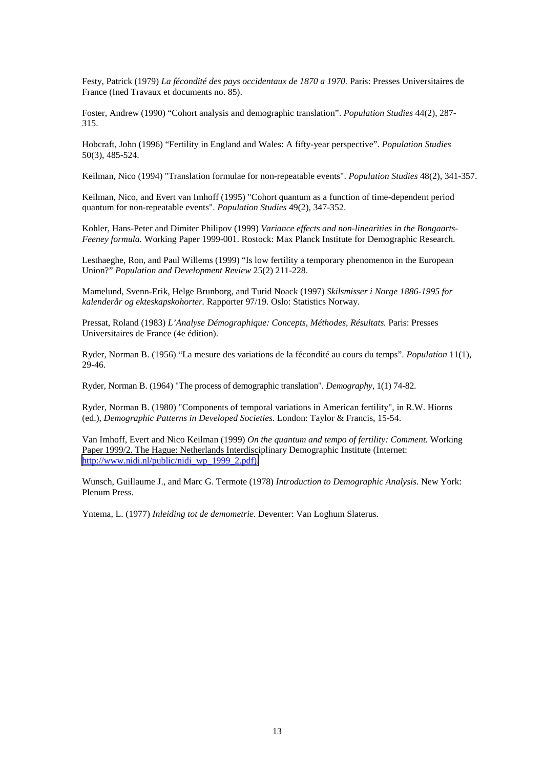Festy, Patrick (1979) *La fécondité des pays occidentaux de 1870 a 1970.* Paris: Presses Universitaires de France (Ined Travaux et documents no. 85).

Foster, Andrew (1990) "Cohort analysis and demographic translation". *Population Studies* 44(2), 287-315.

Hobcraft, John (1996) "Fertility in England and Wales: A fifty-year perspective". *Population Studies* 50(3), 485-524.

Keilman, Nico (1994) "Translation formulae for non-repeatable events". *Population Studies* 48(2), 341-357.

Keilman, Nico, and Evert van Imhoff (1995) "Cohort quantum as a function of time-dependent period quantum for non-repeatable events". *Population Studies* 49(2), 347-352.

Kohler, Hans-Peter and Dimiter Philipov (1999) *Variance effects and non-linearities in the Bongaarts-Feeney formula.* Working Paper 1999-001. Rostock: Max Planck Institute for Demographic Research.

Lesthaeghe, Ron, and Paul Willems (1999) "Is low fertility a temporary phenomenon in the European Union?" *Population and Development Review* 25(2) 211-228.

Mamelund, Svenn-Erik, Helge Brunborg, and Turid Noack (1997) *Skilsmisser i Norge 1886-1995 for kalenderår og ekteskapskohorter.* Rapporter 97/19. Oslo: Statistics Norway.

Pressat, Roland (1983) *L'Analyse Démographique: Concepts, Méthodes, Résultats.* Paris: Presses Universitaires de France (4e édition).

Ryder, Norman B. (1956) "La mesure des variations de la fécondité au cours du temps". *Population* 11(1), 29-46.

Ryder, Norman B. (1964) "The process of demographic translation". *Demography,* 1(1) 74-82.

Ryder, Norman B. (1980) "Components of temporal variations in American fertility", in R.W. Hiorns (ed.), *Demographic Patterns in Developed Societies.* London: Taylor & Francis, 15-54.

Van Imhoff, Evert and Nico Keilman (1999) *On the quantum and tempo of fertility: Comment.* Working Paper 1999/2. The Hague: Netherlands Interdisciplinary Demographic Institute (Internet: http://www.nidi.nl/public/nidi_wp_1999_2.pdf).

Wunsch, Guillaume J., and Marc G. Termote (1978) *Introduction to Demographic Analysis*. New York: Plenum Press.

Yntema, L. (1977) *Inleiding tot de demometrie.* Deventer: Van Loghum Slaterus.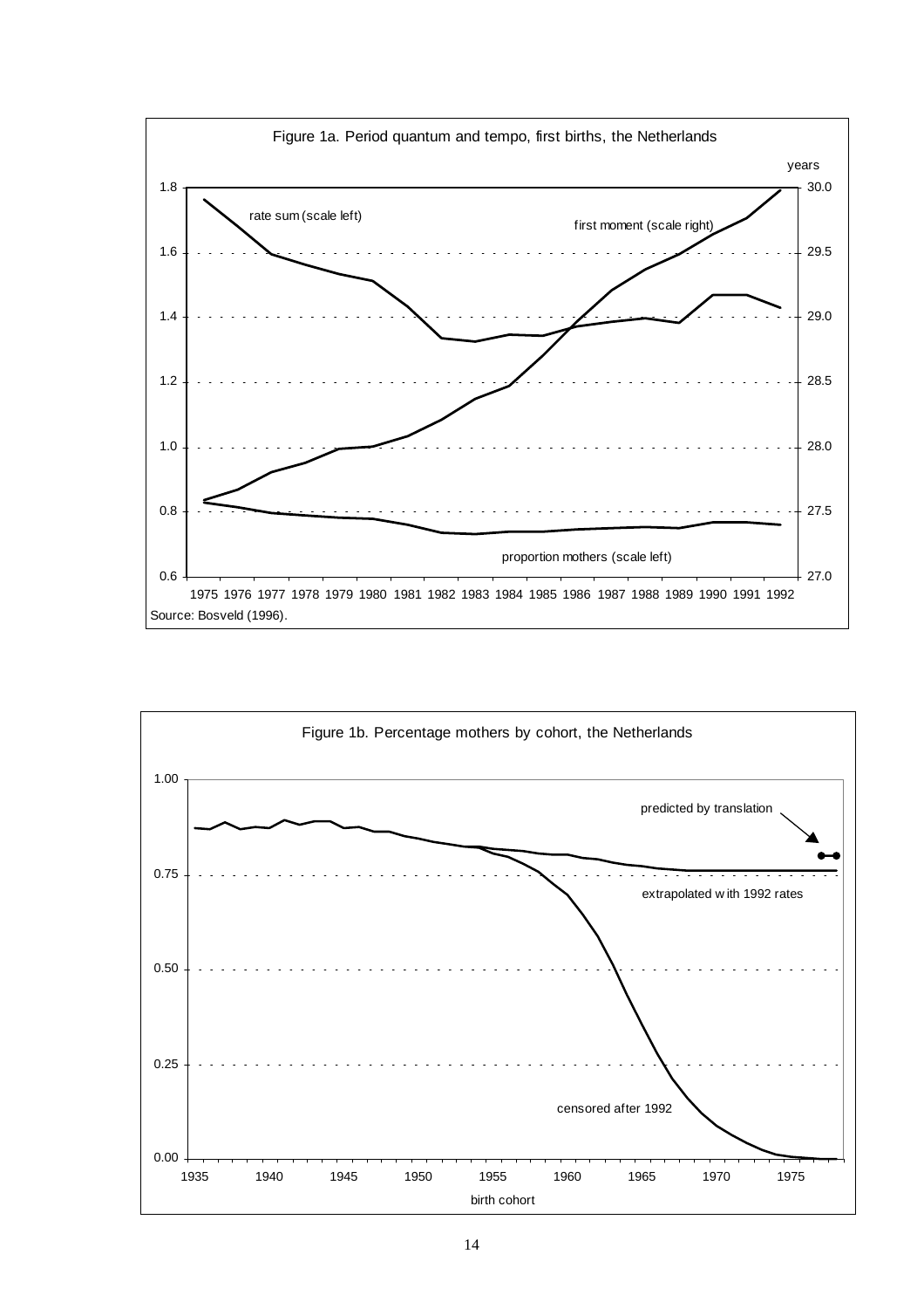Figure 1a. Period quantum and tempo, first births, the Netherlands

Source: Bosveld (1996).

Figure 1b. Percentage mothers by cohort, the Netherlands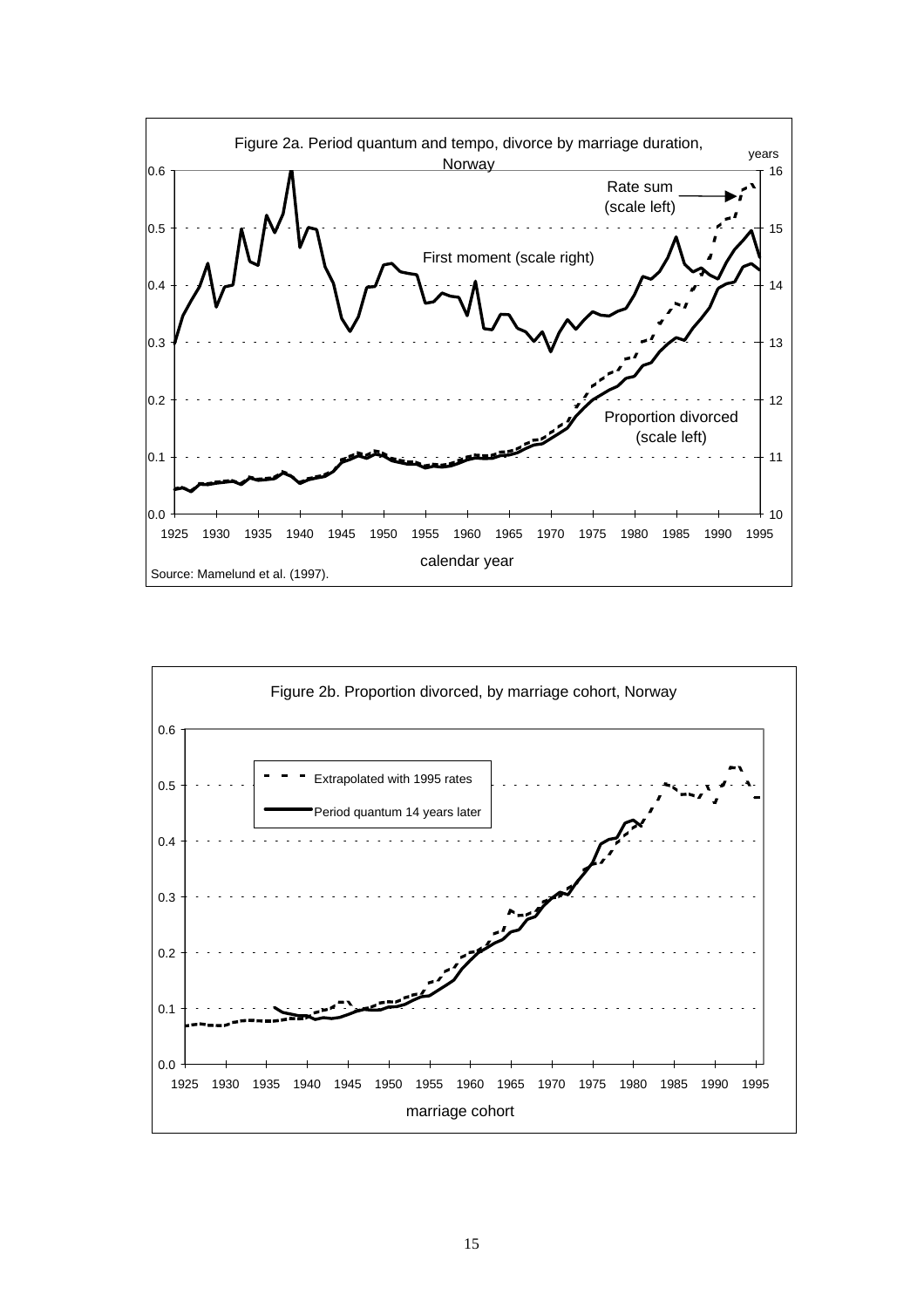Figure 2a. Period quantum and tempo, divorce by marriage duration, Norway

years

0.6
0.5
0.4
0.3
0.2
0.1
0.0

16
15
14
13
12
11
10

Rate sum (scale left)

First moment (scale right)

Proportion divorced (scale left)

1925 1930 1935 1940 1945 1950 1955 1960 1965 1970 1975 1980 1985 1990 1995

calendar year

Source: Mamelund et al. (1997).

Figure 2b. Proportion divorced, by marriage cohort, Norway

0.6
0.5
0.4
0.3
0.2
0.1
0.0

Extrapolated with 1995 rates

Period quantum 14 years later

1925 1930 1935 1940 1945 1950 1955 1960 1965 1970 1975 1980 1985 1990 1995

marriage cohort